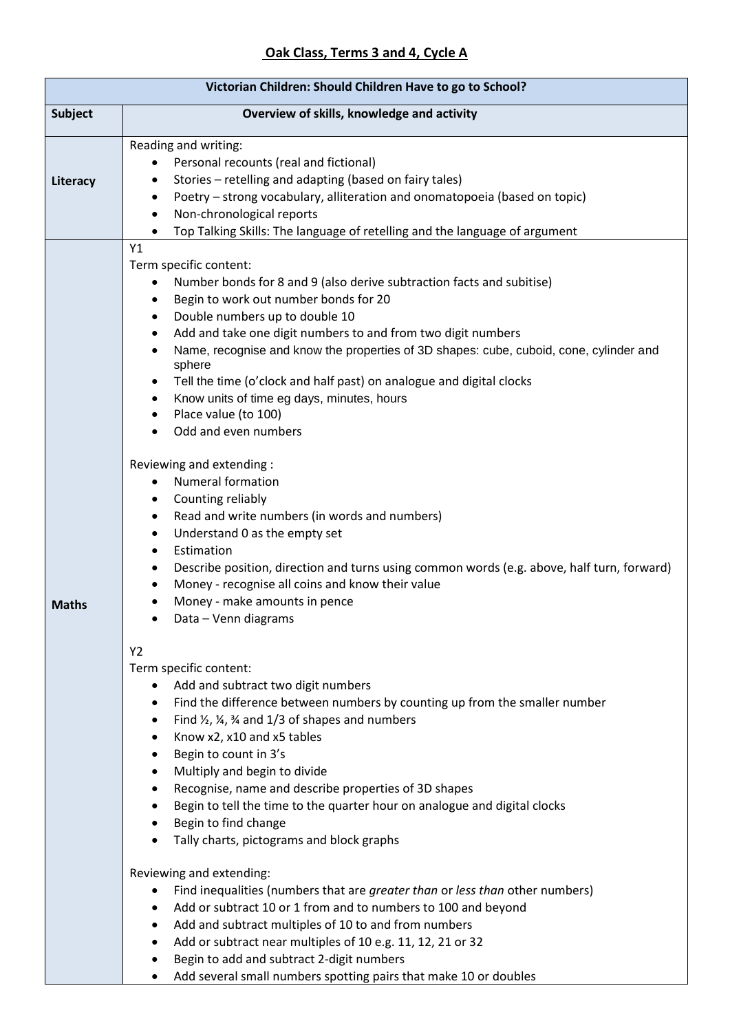# Oak Class, Terms 3 and 4, Cycle A

| Victorian Children: Should Children Have to go to School? | |
|---|---|
| **Subject** | **Overview of skills, knowledge and activity** |
| **Literacy** | Reading and writing:<br>• Personal recounts (real and fictional)<br>• Stories – retelling and adapting (based on fairy tales)<br>• Poetry – strong vocabulary, alliteration and onomatopoeia (based on topic)<br>• Non-chronological reports<br>• Top Talking Skills: The language of retelling and the language of argument |
| **Maths** | Y1<br>Term specific content:<br>• Number bonds for 8 and 9 (also derive subtraction facts and subitise)<br>• Begin to work out number bonds for 20<br>• Double numbers up to double 10<br>• Add and take one digit numbers to and from two digit numbers<br>• Name, recognise and know the properties of 3D shapes: cube, cuboid, cone, cylinder and sphere<br>• Tell the time (o'clock and half past) on analogue and digital clocks<br>• Know units of time eg days, minutes, hours<br>• Place value (to 100)<br>• Odd and even numbers<br><br>Reviewing and extending :<br>• Numeral formation<br>• Counting reliably<br>• Read and write numbers (in words and numbers)<br>• Understand 0 as the empty set<br>• Estimation<br>• Describe position, direction and turns using common words (e.g. above, half turn, forward)<br>• Money - recognise all coins and know their value<br>• Money - make amounts in pence<br>• Data – Venn diagrams<br><br>Y2<br>Term specific content:<br>• Add and subtract two digit numbers<br>• Find the difference between numbers by counting up from the smaller number<br>• Find ½, ¼, ¾ and 1/3 of shapes and numbers<br>• Know x2, x10 and x5 tables<br>• Begin to count in 3's<br>• Multiply and begin to divide<br>• Recognise, name and describe properties of 3D shapes<br>• Begin to tell the time to the quarter hour on analogue and digital clocks<br>• Begin to find change<br>• Tally charts, pictograms and block graphs<br><br>Reviewing and extending:<br>• Find inequalities (numbers that are *greater than* or *less than* other numbers)<br>• Add or subtract 10 or 1 from and to numbers to 100 and beyond<br>• Add and subtract multiples of 10 to and from numbers<br>• Add or subtract near multiples of 10 e.g. 11, 12, 21 or 32<br>• Begin to add and subtract 2-digit numbers<br>• Add several small numbers spotting pairs that make 10 or doubles |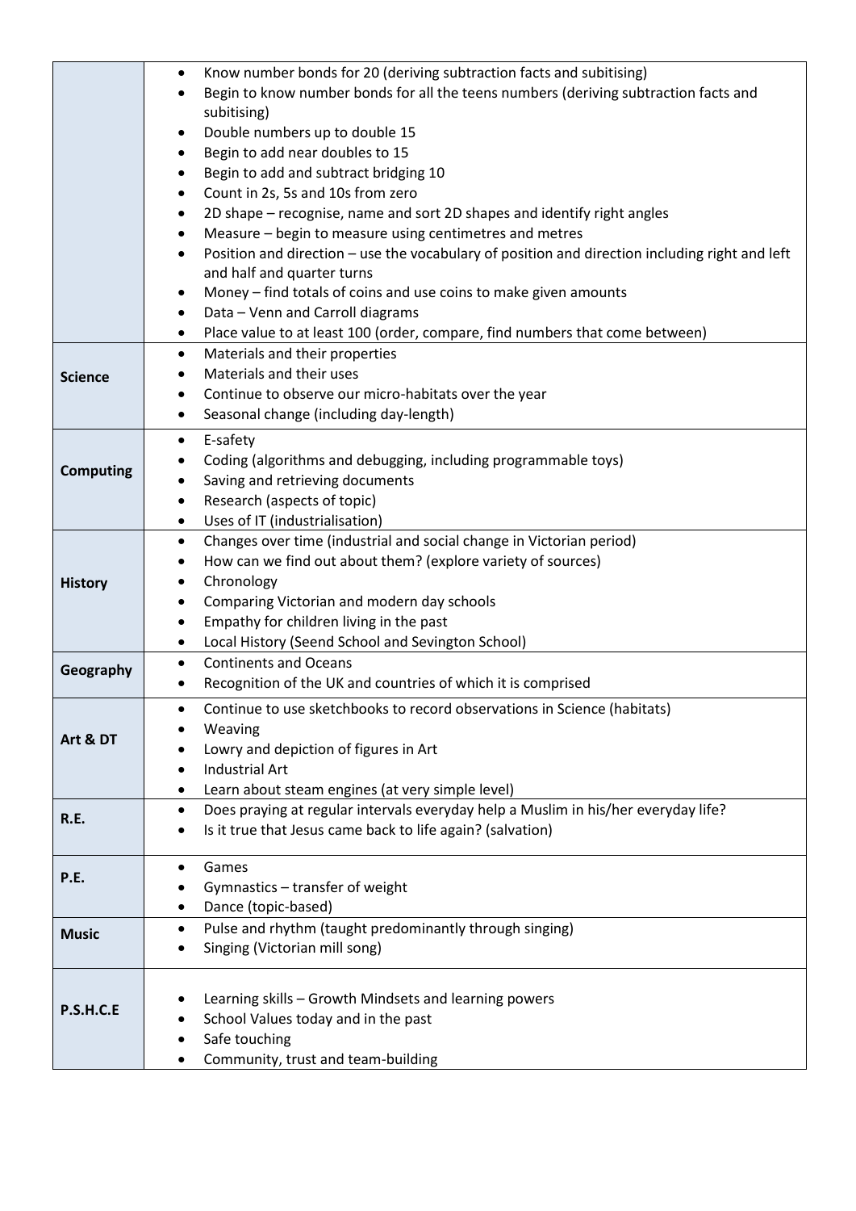| | |
|---|---|
| | • Know number bonds for 20 (deriving subtraction facts and subitising)<br>• Begin to know number bonds for all the teens numbers (deriving subtraction facts and subitising)<br>• Double numbers up to double 15<br>• Begin to add near doubles to 15<br>• Begin to add and subtract bridging 10<br>• Count in 2s, 5s and 10s from zero<br>• 2D shape – recognise, name and sort 2D shapes and identify right angles<br>• Measure – begin to measure using centimetres and metres<br>• Position and direction – use the vocabulary of position and direction including right and left and half and quarter turns<br>• Money – find totals of coins and use coins to make given amounts<br>• Data – Venn and Carroll diagrams<br>• Place value to at least 100 (order, compare, find numbers that come between) |
| **Science** | • Materials and their properties<br>• Materials and their uses<br>• Continue to observe our micro-habitats over the year<br>• Seasonal change (including day-length) |
| **Computing** | • E-safety<br>• Coding (algorithms and debugging, including programmable toys)<br>• Saving and retrieving documents<br>• Research (aspects of topic)<br>• Uses of IT (industrialisation) |
| **History** | • Changes over time (industrial and social change in Victorian period)<br>• How can we find out about them? (explore variety of sources)<br>• Chronology<br>• Comparing Victorian and modern day schools<br>• Empathy for children living in the past<br>• Local History (Seend School and Sevington School) |
| **Geography** | • Continents and Oceans<br>• Recognition of the UK and countries of which it is comprised |
| **Art & DT** | • Continue to use sketchbooks to record observations in Science (habitats)<br>• Weaving<br>• Lowry and depiction of figures in Art<br>• Industrial Art<br>• Learn about steam engines (at very simple level) |
| **R.E.** | • Does praying at regular intervals everyday help a Muslim in his/her everyday life?<br>• Is it true that Jesus came back to life again? (salvation) |
| **P.E.** | • Games<br>• Gymnastics – transfer of weight<br>• Dance (topic-based) |
| **Music** | • Pulse and rhythm (taught predominantly through singing)<br>• Singing (Victorian mill song) |
| **P.S.H.C.E** | • Learning skills – Growth Mindsets and learning powers<br>• School Values today and in the past<br>• Safe touching<br>• Community, trust and team-building |